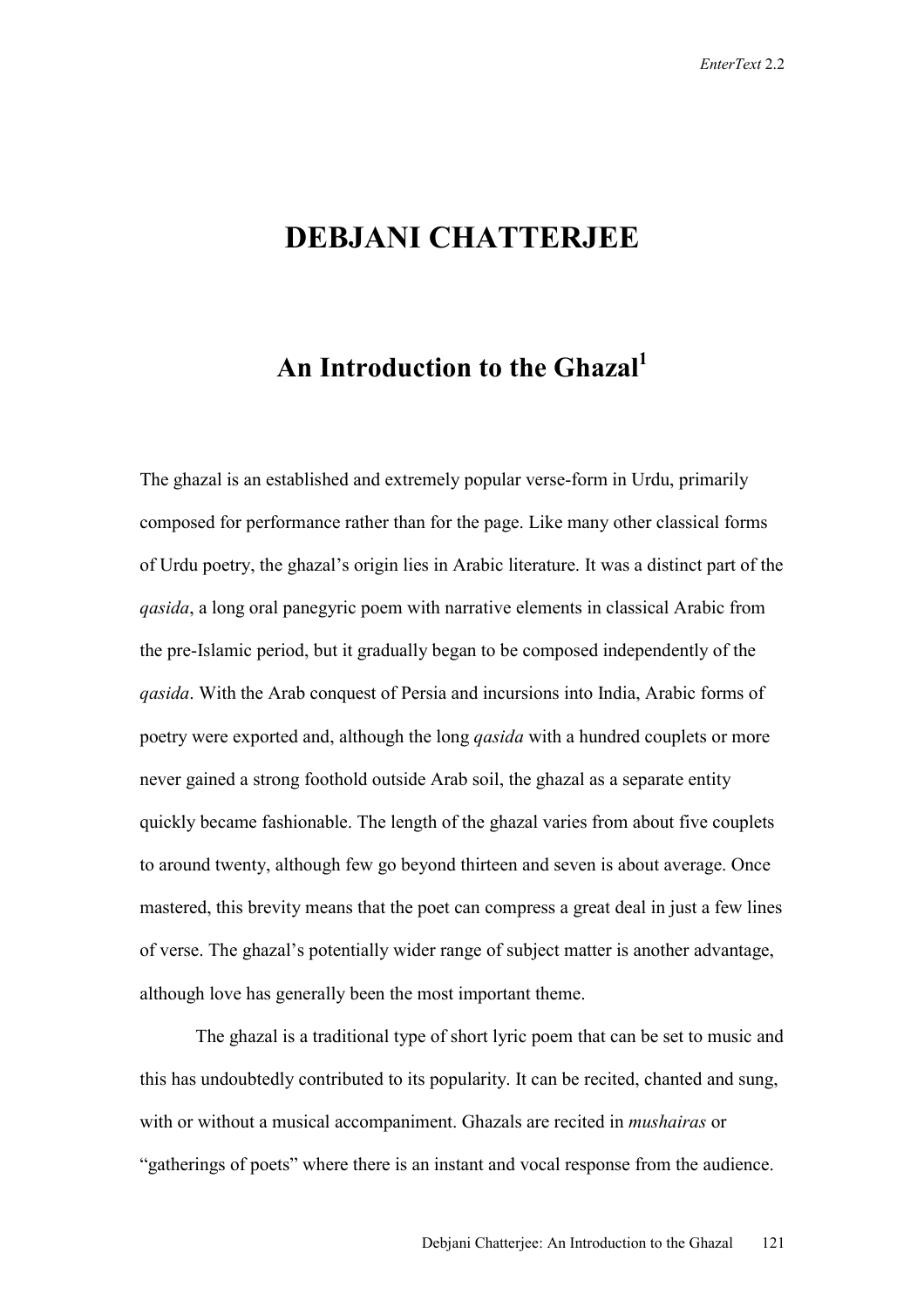# DEBJANI CHATTERJEE

## An Introduction to the Ghazal[1]

The ghazal is an established and extremely popular verse-form in Urdu, primarily composed for performance rather than for the page. Like many other classical forms of Urdu poetry, the ghazal's origin lies in Arabic literature. It was a distinct part of the *qasida*, a long oral panegyric poem with narrative elements in classical Arabic from the pre-Islamic period, but it gradually began to be composed independently of the *qasida*. With the Arab conquest of Persia and incursions into India, Arabic forms of poetry were exported and, although the long *qasida* with a hundred couplets or more never gained a strong foothold outside Arab soil, the ghazal as a separate entity quickly became fashionable. The length of the ghazal varies from about five couplets to around twenty, although few go beyond thirteen and seven is about average. Once mastered, this brevity means that the poet can compress a great deal in just a few lines of verse. The ghazal's potentially wider range of subject matter is another advantage, although love has generally been the most important theme.

The ghazal is a traditional type of short lyric poem that can be set to music and this has undoubtedly contributed to its popularity. It can be recited, chanted and sung, with or without a musical accompaniment. Ghazals are recited in *mushairas* or "gatherings of poets" where there is an instant and vocal response from the audience.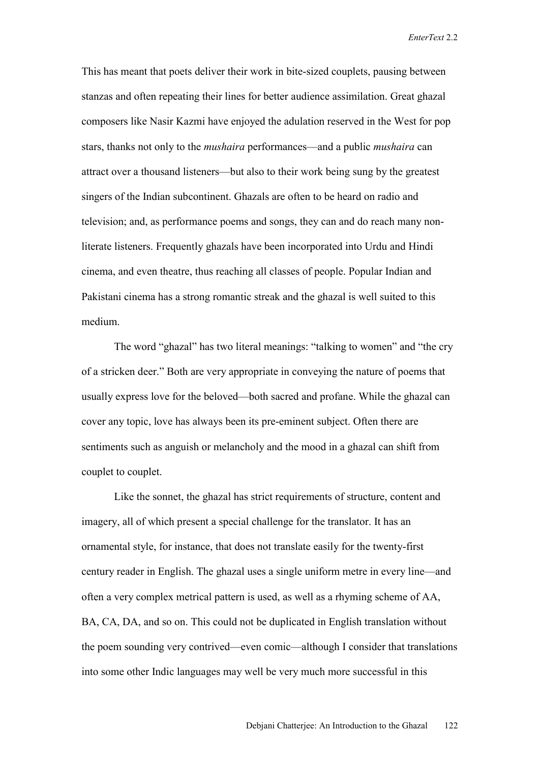This has meant that poets deliver their work in bite-sized couplets, pausing between stanzas and often repeating their lines for better audience assimilation. Great ghazal composers like Nasir Kazmi have enjoyed the adulation reserved in the West for pop stars, thanks not only to the *mushaira* performances—and a public *mushaira* can attract over a thousand listeners—but also to their work being sung by the greatest singers of the Indian subcontinent. Ghazals are often to be heard on radio and television; and, as performance poems and songs, they can and do reach many non-literate listeners. Frequently ghazals have been incorporated into Urdu and Hindi cinema, and even theatre, thus reaching all classes of people. Popular Indian and Pakistani cinema has a strong romantic streak and the ghazal is well suited to this medium.

The word "ghazal" has two literal meanings: "talking to women" and "the cry of a stricken deer." Both are very appropriate in conveying the nature of poems that usually express love for the beloved—both sacred and profane. While the ghazal can cover any topic, love has always been its pre-eminent subject. Often there are sentiments such as anguish or melancholy and the mood in a ghazal can shift from couplet to couplet.

Like the sonnet, the ghazal has strict requirements of structure, content and imagery, all of which present a special challenge for the translator. It has an ornamental style, for instance, that does not translate easily for the twenty-first century reader in English. The ghazal uses a single uniform metre in every line—and often a very complex metrical pattern is used, as well as a rhyming scheme of AA, BA, CA, DA, and so on. This could not be duplicated in English translation without the poem sounding very contrived—even comic—although I consider that translations into some other Indic languages may well be very much more successful in this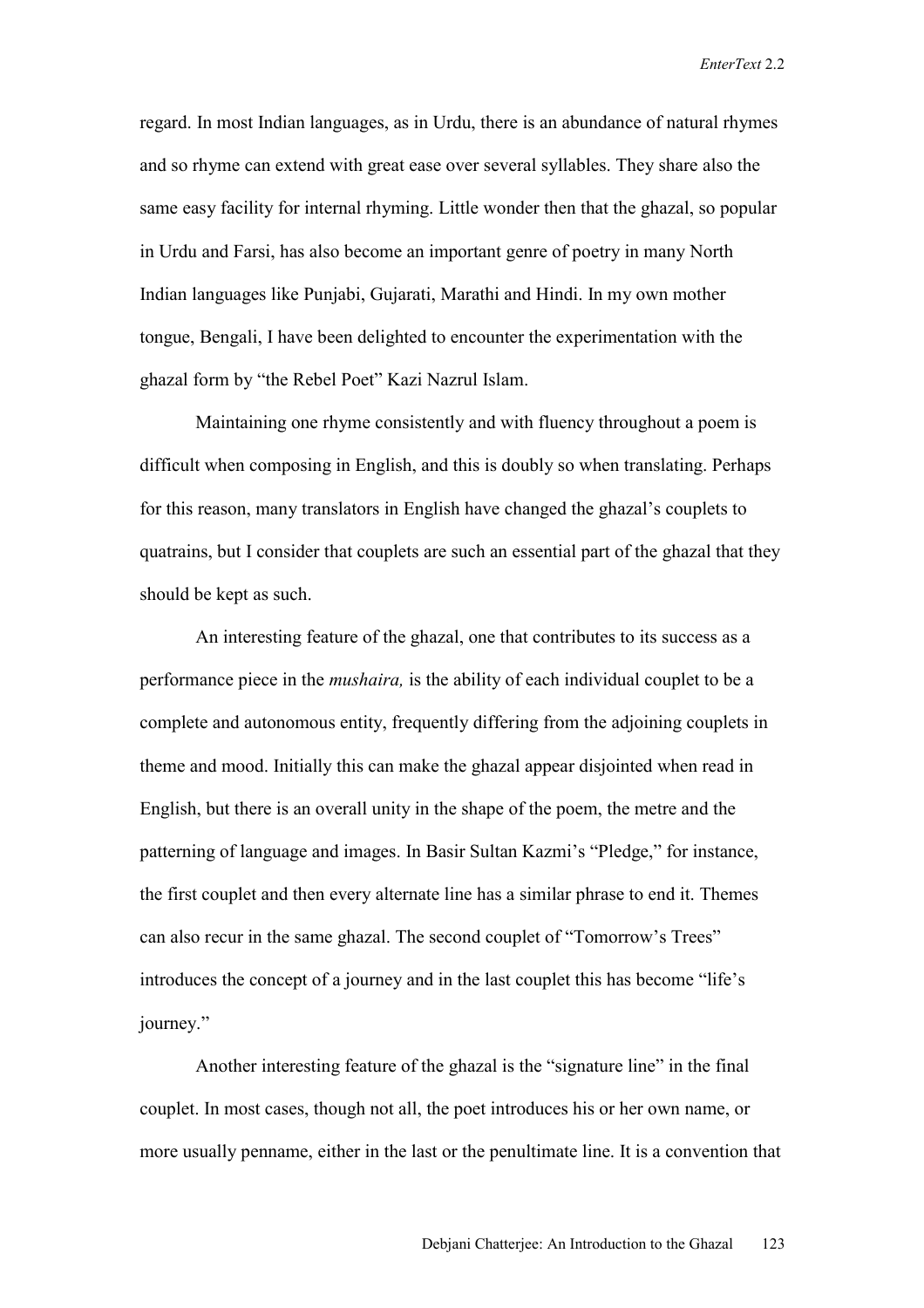regard. In most Indian languages, as in Urdu, there is an abundance of natural rhymes and so rhyme can extend with great ease over several syllables. They share also the same easy facility for internal rhyming. Little wonder then that the ghazal, so popular in Urdu and Farsi, has also become an important genre of poetry in many North Indian languages like Punjabi, Gujarati, Marathi and Hindi. In my own mother tongue, Bengali, I have been delighted to encounter the experimentation with the ghazal form by "the Rebel Poet" Kazi Nazrul Islam.

Maintaining one rhyme consistently and with fluency throughout a poem is difficult when composing in English, and this is doubly so when translating. Perhaps for this reason, many translators in English have changed the ghazal's couplets to quatrains, but I consider that couplets are such an essential part of the ghazal that they should be kept as such.

An interesting feature of the ghazal, one that contributes to its success as a performance piece in the *mushaira,* is the ability of each individual couplet to be a complete and autonomous entity, frequently differing from the adjoining couplets in theme and mood. Initially this can make the ghazal appear disjointed when read in English, but there is an overall unity in the shape of the poem, the metre and the patterning of language and images. In Basir Sultan Kazmi's "Pledge," for instance, the first couplet and then every alternate line has a similar phrase to end it. Themes can also recur in the same ghazal. The second couplet of "Tomorrow's Trees" introduces the concept of a journey and in the last couplet this has become "life's journey."

Another interesting feature of the ghazal is the "signature line" in the final couplet. In most cases, though not all, the poet introduces his or her own name, or more usually penname, either in the last or the penultimate line. It is a convention that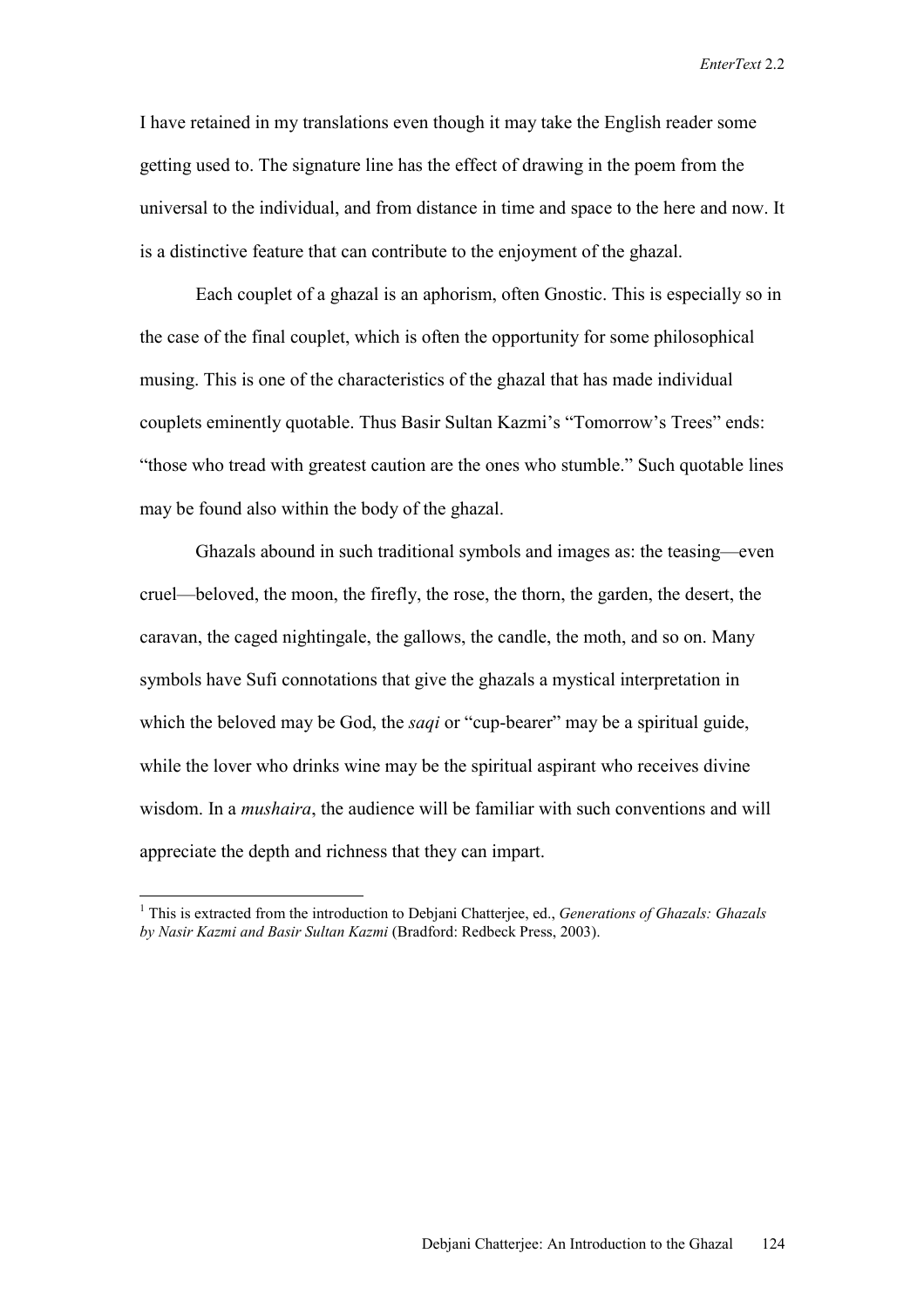I have retained in my translations even though it may take the English reader some getting used to. The signature line has the effect of drawing in the poem from the universal to the individual, and from distance in time and space to the here and now. It is a distinctive feature that can contribute to the enjoyment of the ghazal.

Each couplet of a ghazal is an aphorism, often Gnostic. This is especially so in the case of the final couplet, which is often the opportunity for some philosophical musing. This is one of the characteristics of the ghazal that has made individual couplets eminently quotable. Thus Basir Sultan Kazmi's "Tomorrow's Trees" ends: "those who tread with greatest caution are the ones who stumble." Such quotable lines may be found also within the body of the ghazal.

Ghazals abound in such traditional symbols and images as: the teasing—even cruel—beloved, the moon, the firefly, the rose, the thorn, the garden, the desert, the caravan, the caged nightingale, the gallows, the candle, the moth, and so on. Many symbols have Sufi connotations that give the ghazals a mystical interpretation in which the beloved may be God, the *saqi* or "cup-bearer" may be a spiritual guide, while the lover who drinks wine may be the spiritual aspirant who receives divine wisdom. In a *mushaira*, the audience will be familiar with such conventions and will appreciate the depth and richness that they can impart.

---

[1] This is extracted from the introduction to Debjani Chatterjee, ed., *Generations of Ghazals: Ghazals by Nasir Kazmi and Basir Sultan Kazmi* (Bradford: Redbeck Press, 2003).